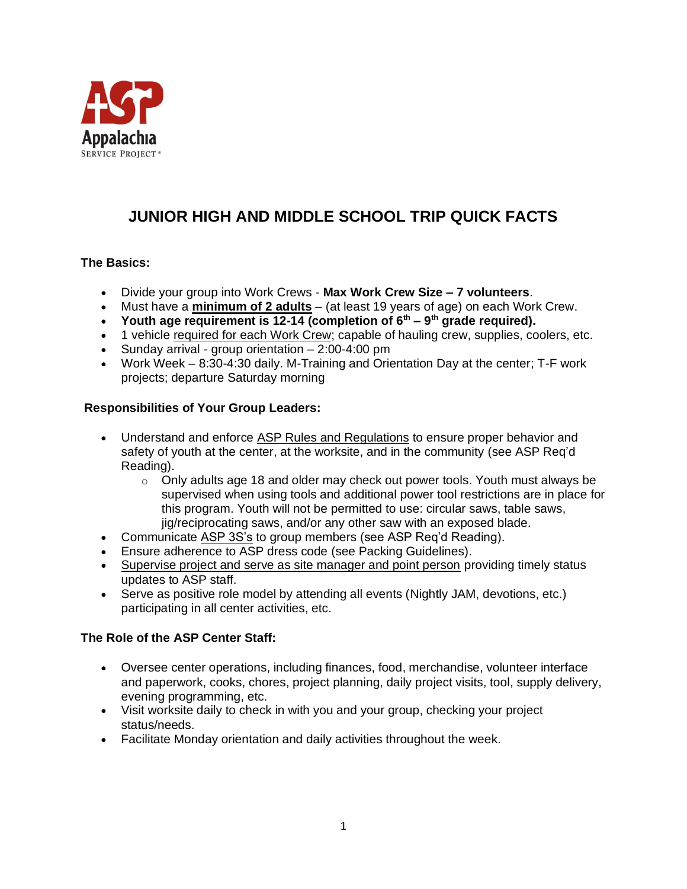# JUNIOR HIGH AND MIDDLE SCHOOL TRIP QUICK FACTS

**The Basics:**

- Divide your group into Work Crews - **Max Work Crew Size – 7 volunteers**.
- Must have a **minimum of 2 adults** – (at least 19 years of age) on each Work Crew.
- **Youth age requirement is 12-14 (completion of 6th – 9th grade required).**
- 1 vehicle required for each Work Crew; capable of hauling crew, supplies, coolers, etc.
- Sunday arrival - group orientation – 2:00-4:00 pm
- Work Week – 8:30-4:30 daily. M-Training and Orientation Day at the center; T-F work projects; departure Saturday morning

**Responsibilities of Your Group Leaders:**

- Understand and enforce ASP Rules and Regulations to ensure proper behavior and safety of youth at the center, at the worksite, and in the community (see ASP Req'd Reading).
  - Only adults age 18 and older may check out power tools. Youth must always be supervised when using tools and additional power tool restrictions are in place for this program. Youth will not be permitted to use: circular saws, table saws, jig/reciprocating saws, and/or any other saw with an exposed blade.
- Communicate ASP 3S's to group members (see ASP Req'd Reading).
- Ensure adherence to ASP dress code (see Packing Guidelines).
- Supervise project and serve as site manager and point person providing timely status updates to ASP staff.
- Serve as positive role model by attending all events (Nightly JAM, devotions, etc.) participating in all center activities, etc.

**The Role of the ASP Center Staff:**

- Oversee center operations, including finances, food, merchandise, volunteer interface and paperwork, cooks, chores, project planning, daily project visits, tool, supply delivery, evening programming, etc.
- Visit worksite daily to check in with you and your group, checking your project status/needs.
- Facilitate Monday orientation and daily activities throughout the week.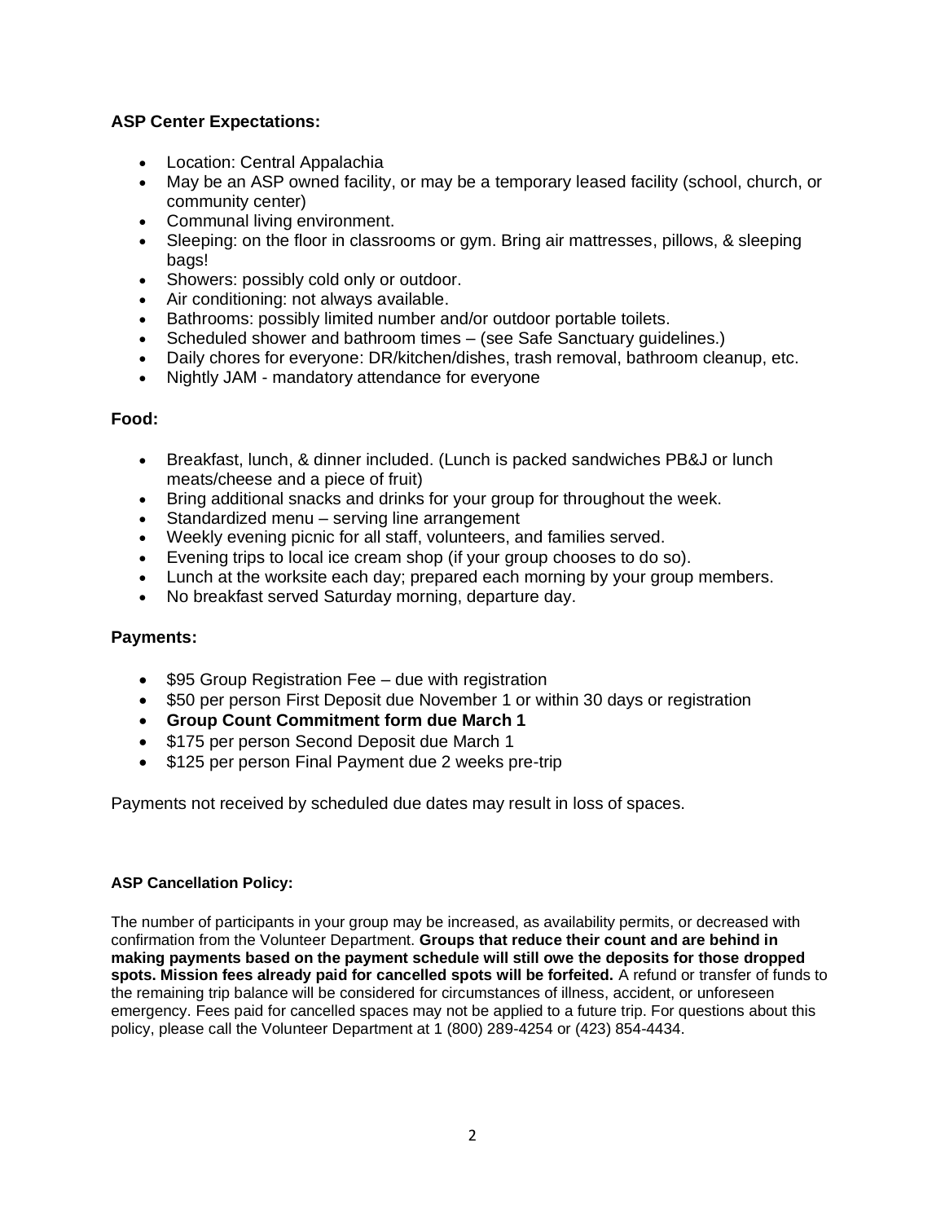**ASP Center Expectations:**

- Location: Central Appalachia
- May be an ASP owned facility, or may be a temporary leased facility (school, church, or community center)
- Communal living environment.
- Sleeping: on the floor in classrooms or gym. Bring air mattresses, pillows, & sleeping bags!
- Showers: possibly cold only or outdoor.
- Air conditioning: not always available.
- Bathrooms: possibly limited number and/or outdoor portable toilets.
- Scheduled shower and bathroom times – (see Safe Sanctuary guidelines.)
- Daily chores for everyone: DR/kitchen/dishes, trash removal, bathroom cleanup, etc.
- Nightly JAM - mandatory attendance for everyone

**Food:**

- Breakfast, lunch, & dinner included. (Lunch is packed sandwiches PB&J or lunch meats/cheese and a piece of fruit)
- Bring additional snacks and drinks for your group for throughout the week.
- Standardized menu – serving line arrangement
- Weekly evening picnic for all staff, volunteers, and families served.
- Evening trips to local ice cream shop (if your group chooses to do so).
- Lunch at the worksite each day; prepared each morning by your group members.
- No breakfast served Saturday morning, departure day.

**Payments:**

- $95 Group Registration Fee – due with registration
- $50 per person First Deposit due November 1 or within 30 days or registration
- **Group Count Commitment form due March 1**
- $175 per person Second Deposit due March 1
- $125 per person Final Payment due 2 weeks pre-trip

Payments not received by scheduled due dates may result in loss of spaces.

**ASP Cancellation Policy:**

The number of participants in your group may be increased, as availability permits, or decreased with confirmation from the Volunteer Department. **Groups that reduce their count and are behind in making payments based on the payment schedule will still owe the deposits for those dropped spots. Mission fees already paid for cancelled spots will be forfeited.** A refund or transfer of funds to the remaining trip balance will be considered for circumstances of illness, accident, or unforeseen emergency. Fees paid for cancelled spaces may not be applied to a future trip. For questions about this policy, please call the Volunteer Department at 1 (800) 289-4254 or (423) 854-4434.